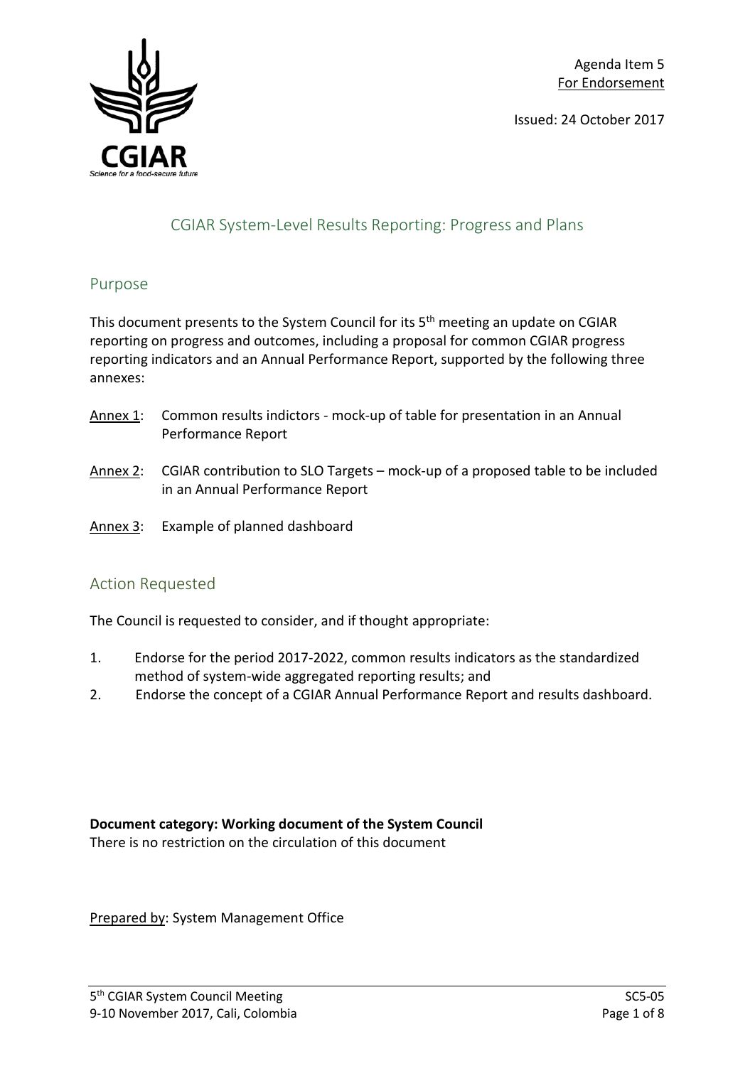Agenda Item 5
For Endorsement

Issued: 24 October 2017

# CGIAR System-Level Results Reporting: Progress and Plans

## Purpose

This document presents to the System Council for its 5th meeting an update on CGIAR reporting on progress and outcomes, including a proposal for common CGIAR progress reporting indicators and an Annual Performance Report, supported by the following three annexes:

- Annex 1: Common results indictors - mock-up of table for presentation in an Annual Performance Report
- Annex 2: CGIAR contribution to SLO Targets – mock-up of a proposed table to be included in an Annual Performance Report
- Annex 3: Example of planned dashboard

## Action Requested

The Council is requested to consider, and if thought appropriate:

1. Endorse for the period 2017-2022, common results indicators as the standardized method of system-wide aggregated reporting results; and
2. Endorse the concept of a CGIAR Annual Performance Report and results dashboard.

**Document category: Working document of the System Council**
There is no restriction on the circulation of this document

Prepared by: System Management Office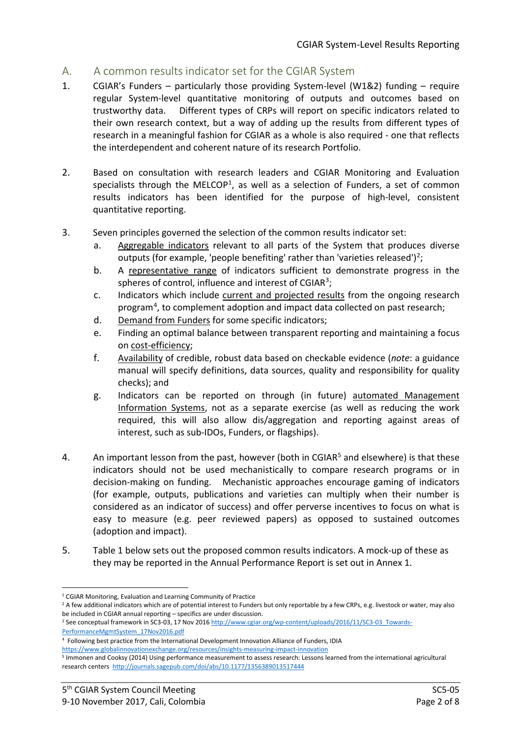## A. A common results indicator set for the CGIAR System

1. CGIAR's Funders – particularly those providing System-level (W1&2) funding – require regular System-level quantitative monitoring of outputs and outcomes based on trustworthy data. Different types of CRPs will report on specific indicators related to their own research context, but a way of adding up the results from different types of research in a meaningful fashion for CGIAR as a whole is also required - one that reflects the interdependent and coherent nature of its research Portfolio.

2. Based on consultation with research leaders and CGIAR Monitoring and Evaluation specialists through the MELCOP[1], as well as a selection of Funders, a set of common results indicators has been identified for the purpose of high-level, consistent quantitative reporting.

3. Seven principles governed the selection of the common results indicator set:
   a. Aggregable indicators relevant to all parts of the System that produces diverse outputs (for example, 'people benefiting' rather than 'varieties released')[2];
   b. A representative range of indicators sufficient to demonstrate progress in the spheres of control, influence and interest of CGIAR[3];
   c. Indicators which include current and projected results from the ongoing research program[4], to complement adoption and impact data collected on past research;
   d. Demand from Funders for some specific indicators;
   e. Finding an optimal balance between transparent reporting and maintaining a focus on cost-efficiency;
   f. Availability of credible, robust data based on checkable evidence (*note*: a guidance manual will specify definitions, data sources, quality and responsibility for quality checks); and
   g. Indicators can be reported on through (in future) automated Management Information Systems, not as a separate exercise (as well as reducing the work required, this will also allow dis/aggregation and reporting against areas of interest, such as sub-IDOs, Funders, or flagships).

4. An important lesson from the past, however (both in CGIAR[5] and elsewhere) is that these indicators should not be used mechanistically to compare research programs or in decision-making on funding. Mechanistic approaches encourage gaming of indicators (for example, outputs, publications and varieties can multiply when their number is considered as an indicator of success) and offer perverse incentives to focus on what is easy to measure (e.g. peer reviewed papers) as opposed to sustained outcomes (adoption and impact).

5. Table 1 below sets out the proposed common results indicators. A mock-up of these as they may be reported in the Annual Performance Report is set out in Annex 1.

---

[1] CGIAR Monitoring, Evaluation and Learning Community of Practice

[2] A few additional indicators which are of potential interest to Funders but only reportable by a few CRPs, e.g. livestock or water, may also be included in CGIAR annual reporting – specifics are under discussion.

[2] See conceptual framework in SC3-03, 17 Nov 2016 http://www.cgiar.org/wp-content/uploads/2016/11/SC3-03_Towards-PerformanceMgmtSystem_17Nov2016.pdf

[4] Following best practice from the International Development Innovation Alliance of Funders, IDIA https://www.globalinnovationexchange.org/resources/insights-measuring-impact-innovation

[5] Immonen and Cooksy (2014) Using performance measurement to assess research: Lessons learned from the international agricultural research centers http://journals.sagepub.com/doi/abs/10.1177/1356389013517444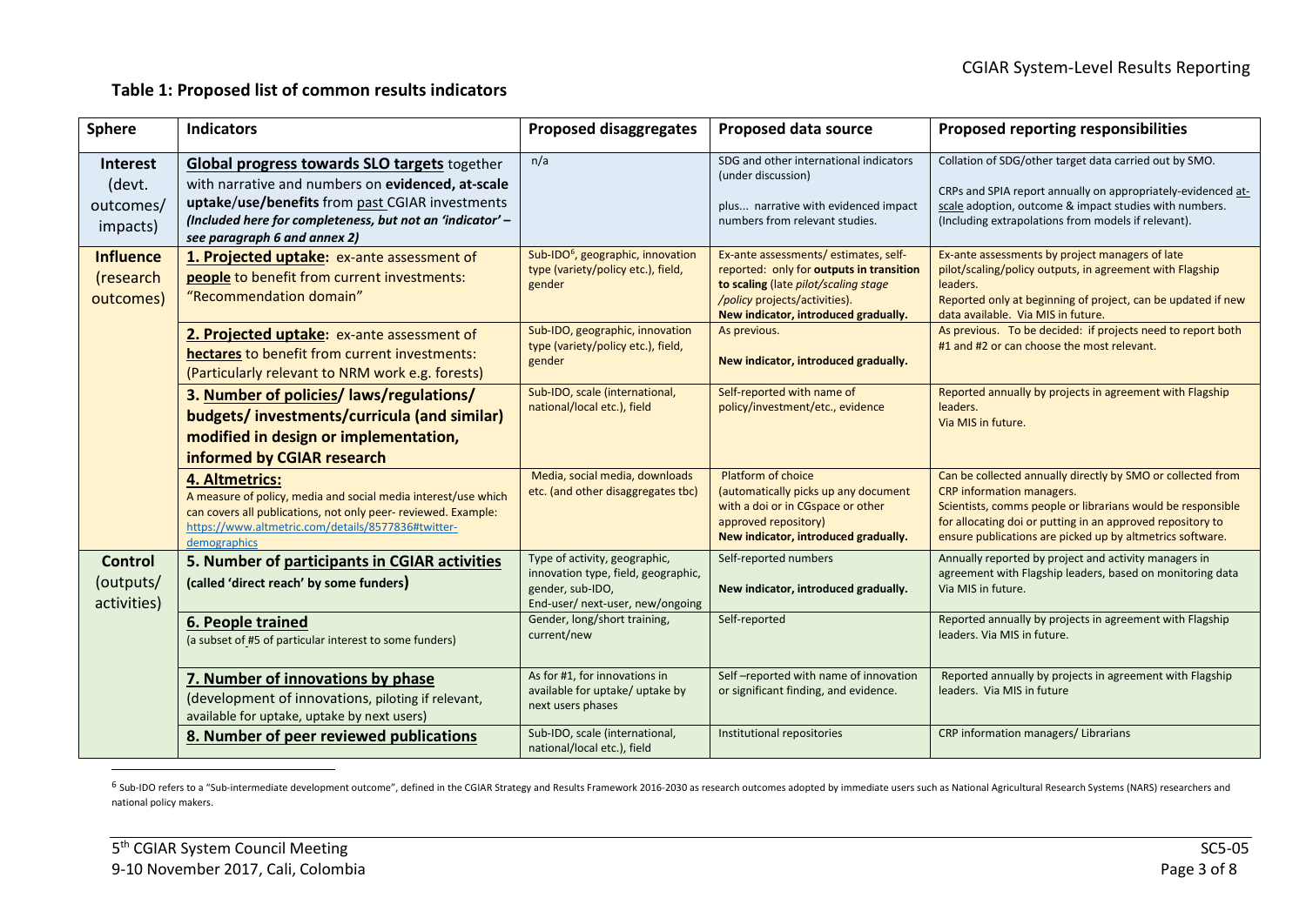**Table 1: Proposed list of common results indicators**

| Sphere | Indicators | Proposed disaggregates | Proposed data source | Proposed reporting responsibilities |
|---|---|---|---|---|
| **Interest** (devt. outcomes/ impacts) | **Global progress towards SLO targets** together with narrative and numbers on **evidenced, at-scale uptake/use/benefits** from past CGIAR investments *(Included here for completeness, but not an 'indicator' – see paragraph 6 and annex 2)* | n/a | SDG and other international indicators (under discussion) plus... narrative with evidenced impact numbers from relevant studies. | Collation of SDG/other target data carried out by SMO. CRPs and SPIA report annually on appropriately-evidenced at-scale adoption, outcome & impact studies with numbers. (Including extrapolations from models if relevant). |
| **Influence** (research outcomes) | **1. Projected uptake:** ex-ante assessment of **people** to benefit from current investments: "Recommendation domain" | Sub-IDO[6], geographic, innovation type (variety/policy etc.), field, gender | Ex-ante assessments/ estimates, self-reported: only for **outputs in transition to scaling** (late *pilot/scaling stage /policy* projects/activities). **New indicator, introduced gradually.** | Ex-ante assessments by project managers of late pilot/scaling/policy outputs, in agreement with Flagship leaders. Reported only at beginning of project, can be updated if new data available. Via MIS in future. |
| | **2. Projected uptake:** ex-ante assessment of **hectares** to benefit from current investments: (Particularly relevant to NRM work e.g. forests) | Sub-IDO, geographic, innovation type (variety/policy etc.), field, gender | As previous. **New indicator, introduced gradually.** | As previous. To be decided: if projects need to report both #1 and #2 or can choose the most relevant. |
| | **3. Number of policies/ laws/regulations/ budgets/ investments/curricula (and similar) modified in design or implementation, informed by CGIAR research** | Sub-IDO, scale (international, national/local etc.), field | Self-reported with name of policy/investment/etc., evidence | Reported annually by projects in agreement with Flagship leaders. Via MIS in future. |
| | **4. Altmetrics:** A measure of policy, media and social media interest/use which can covers all publications, not only peer- reviewed. Example: https://www.altmetric.com/details/8577836#twitter-demographics | Media, social media, downloads etc. (and other disaggregates tbc) | Platform of choice (automatically picks up any document with a doi or in CGspace or other approved repository) **New indicator, introduced gradually.** | Can be collected annually directly by SMO or collected from CRP information managers. Scientists, comms people or librarians would be responsible for allocating doi or putting in an approved repository to ensure publications are picked up by altmetrics software. |
| **Control** (outputs/ activities) | **5. Number of participants in CGIAR activities (called 'direct reach' by some funders)** | Type of activity, geographic, innovation type, field, geographic, gender, sub-IDO, End-user/ next-user, new/ongoing | Self-reported numbers **New indicator, introduced gradually.** | Annually reported by project and activity managers in agreement with Flagship leaders, based on monitoring data Via MIS in future. |
| | **6. People trained** (a subset of #5 of particular interest to some funders) | Gender, long/short training, current/new | Self-reported | Reported annually by projects in agreement with Flagship leaders. Via MIS in future. |
| | **7. Number of innovations by phase** (development of innovations, piloting if relevant, available for uptake, uptake by next users) | As for #1, for innovations in available for uptake/ uptake by next users phases | Self –reported with name of innovation or significant finding, and evidence. | Reported annually by projects in agreement with Flagship leaders. Via MIS in future |
| | **8. Number of peer reviewed publications** | Sub-IDO, scale (international, national/local etc.), field | Institutional repositories | CRP information managers/ Librarians |

[6] Sub-IDO refers to a "Sub-intermediate development outcome", defined in the CGIAR Strategy and Results Framework 2016-2030 as research outcomes adopted by immediate users such as National Agricultural Research Systems (NARS) researchers and national policy makers.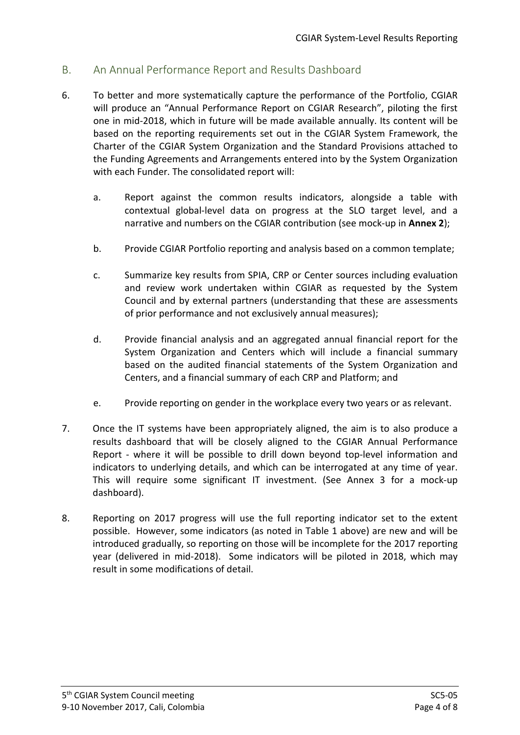## B. An Annual Performance Report and Results Dashboard

6. To better and more systematically capture the performance of the Portfolio, CGIAR will produce an "Annual Performance Report on CGIAR Research", piloting the first one in mid-2018, which in future will be made available annually. Its content will be based on the reporting requirements set out in the CGIAR System Framework, the Charter of the CGIAR System Organization and the Standard Provisions attached to the Funding Agreements and Arrangements entered into by the System Organization with each Funder. The consolidated report will:

   a. Report against the common results indicators, alongside a table with contextual global-level data on progress at the SLO target level, and a narrative and numbers on the CGIAR contribution (see mock-up in **Annex 2**);

   b. Provide CGIAR Portfolio reporting and analysis based on a common template;

   c. Summarize key results from SPIA, CRP or Center sources including evaluation and review work undertaken within CGIAR as requested by the System Council and by external partners (understanding that these are assessments of prior performance and not exclusively annual measures);

   d. Provide financial analysis and an aggregated annual financial report for the System Organization and Centers which will include a financial summary based on the audited financial statements of the System Organization and Centers, and a financial summary of each CRP and Platform; and

   e. Provide reporting on gender in the workplace every two years or as relevant.

7. Once the IT systems have been appropriately aligned, the aim is to also produce a results dashboard that will be closely aligned to the CGIAR Annual Performance Report - where it will be possible to drill down beyond top-level information and indicators to underlying details, and which can be interrogated at any time of year. This will require some significant IT investment. (See Annex 3 for a mock-up dashboard).

8. Reporting on 2017 progress will use the full reporting indicator set to the extent possible. However, some indicators (as noted in Table 1 above) are new and will be introduced gradually, so reporting on those will be incomplete for the 2017 reporting year (delivered in mid-2018). Some indicators will be piloted in 2018, which may result in some modifications of detail.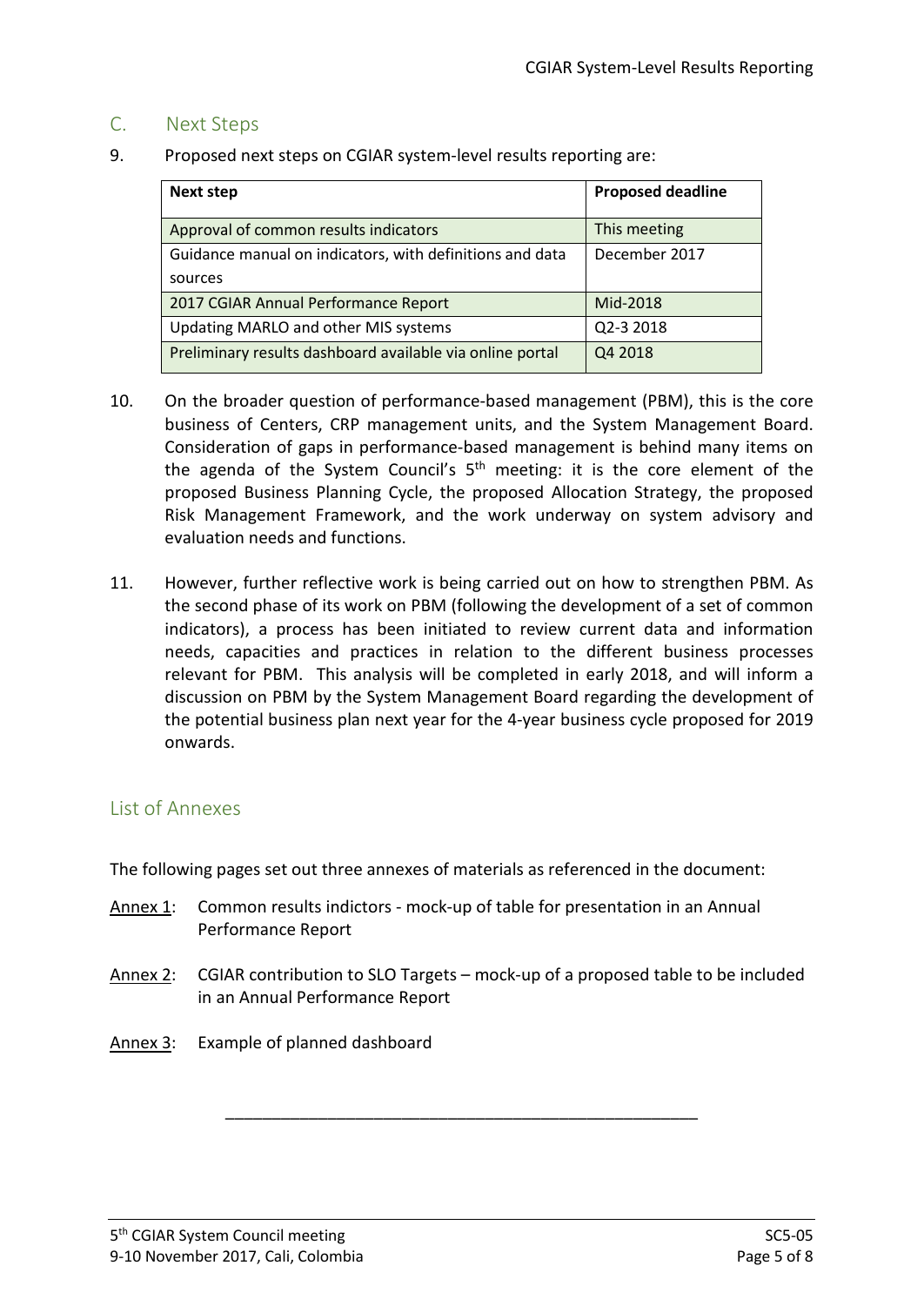## C. Next Steps

9. Proposed next steps on CGIAR system-level results reporting are:

| Next step | Proposed deadline |
|---|---|
| Approval of common results indicators | This meeting |
| Guidance manual on indicators, with definitions and data sources | December 2017 |
| 2017 CGIAR Annual Performance Report | Mid-2018 |
| Updating MARLO and other MIS systems | Q2-3 2018 |
| Preliminary results dashboard available via online portal | Q4 2018 |

10. On the broader question of performance-based management (PBM), this is the core business of Centers, CRP management units, and the System Management Board. Consideration of gaps in performance-based management is behind many items on the agenda of the System Council's 5th meeting: it is the core element of the proposed Business Planning Cycle, the proposed Allocation Strategy, the proposed Risk Management Framework, and the work underway on system advisory and evaluation needs and functions.

11. However, further reflective work is being carried out on how to strengthen PBM. As the second phase of its work on PBM (following the development of a set of common indicators), a process has been initiated to review current data and information needs, capacities and practices in relation to the different business processes relevant for PBM. This analysis will be completed in early 2018, and will inform a discussion on PBM by the System Management Board regarding the development of the potential business plan next year for the 4-year business cycle proposed for 2019 onwards.

## List of Annexes

The following pages set out three annexes of materials as referenced in the document:

Annex 1: Common results indictors - mock-up of table for presentation in an Annual Performance Report

Annex 2: CGIAR contribution to SLO Targets – mock-up of a proposed table to be included in an Annual Performance Report

Annex 3: Example of planned dashboard

---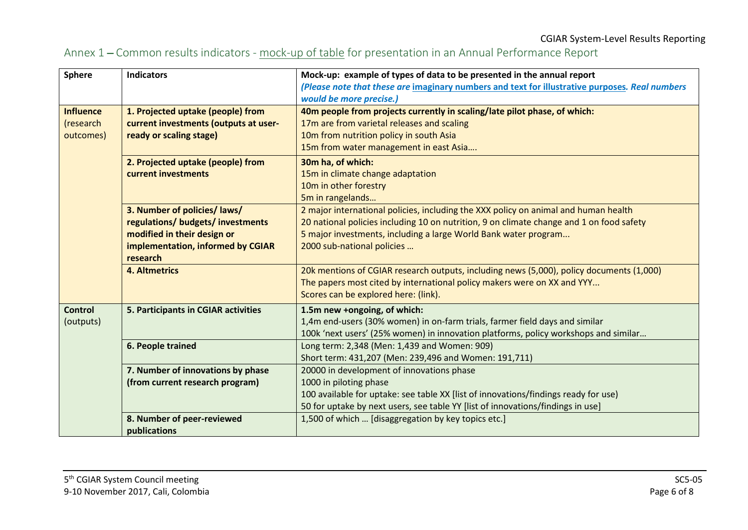## Annex 1 – Common results indicators - mock-up of table for presentation in an Annual Performance Report

| Sphere | Indicators | Mock-up: example of types of data to be presented in the annual report *(Please note that these are imaginary numbers and text for illustrative purposes. Real numbers would be more precise.)* |
|---|---|---|
| **Influence** (research outcomes) | **1. Projected uptake (people) from current investments (outputs at user-ready or scaling stage)** | **40m people from projects currently in scaling/late pilot phase, of which:**<br>17m are from varietal releases and scaling<br>10m from nutrition policy in south Asia<br>15m from water management in east Asia…. |
| | **2. Projected uptake (people) from current investments** | **30m ha, of which:**<br>15m in climate change adaptation<br>10m in other forestry<br>5m in rangelands… |
| | **3. Number of policies/ laws/ regulations/ budgets/ investments modified in their design or implementation, informed by CGIAR research** | 2 major international policies, including the XXX policy on animal and human health<br>20 national policies including 10 on nutrition, 9 on climate change and 1 on food safety<br>5 major investments, including a large World Bank water program...<br>2000 sub-national policies … |
| | **4. Altmetrics** | 20k mentions of CGIAR research outputs, including news (5,000), policy documents (1,000)<br>The papers most cited by international policy makers were on XX and YYY...<br>Scores can be explored here: (link). |
| **Control** (outputs) | **5. Participants in CGIAR activities** | **1.5m new +ongoing, of which:**<br>1,4m end-users (30% women) in on-farm trials, farmer field days and similar<br>100k 'next users' (25% women) in innovation platforms, policy workshops and similar… |
| | **6. People trained** | Long term: 2,348 (Men: 1,439 and Women: 909)<br>Short term: 431,207 (Men: 239,496 and Women: 191,711) |
| | **7. Number of innovations by phase (from current research program)** | 20000 in development of innovations phase<br>1000 in piloting phase<br>100 available for uptake: see table XX [list of innovations/findings ready for use)<br>50 for uptake by next users, see table YY [list of innovations/findings in use] |
| | **8. Number of peer-reviewed publications** | 1,500 of which … [disaggregation by key topics etc.] |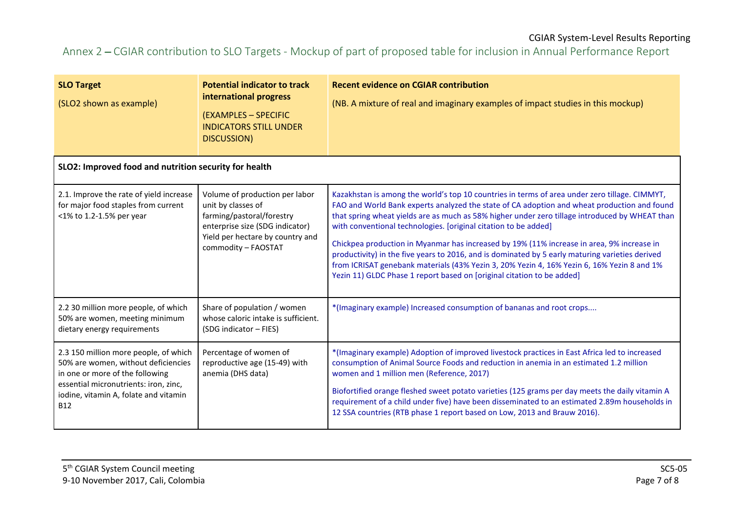## Annex 2 – CGIAR contribution to SLO Targets - Mockup of part of proposed table for inclusion in Annual Performance Report

| **SLO Target**<br>(SLO2 shown as example) | **Potential indicator to track international progress**<br>(EXAMPLES – SPECIFIC INDICATORS STILL UNDER DISCUSSION) | **Recent evidence on CGIAR contribution**<br>(NB. A mixture of real and imaginary examples of impact studies in this mockup) |
|---|---|---|
| **SLO2: Improved food and nutrition security for health** | | |
| 2.1. Improve the rate of yield increase for major food staples from current <1% to 1.2-1.5% per year | Volume of production per labor unit by classes of farming/pastoral/forestry enterprise size (SDG indicator)<br>Yield per hectare by country and commodity – FAOSTAT | Kazakhstan is among the world's top 10 countries in terms of area under zero tillage. CIMMYT, FAO and World Bank experts analyzed the state of CA adoption and wheat production and found that spring wheat yields are as much as 58% higher under zero tillage introduced by WHEAT than with conventional technologies. [original citation to be added]<br>Chickpea production in Myanmar has increased by 19% (11% increase in area, 9% increase in productivity) in the five years to 2016, and is dominated by 5 early maturing varieties derived from ICRISAT genebank materials (43% Yezin 3, 20% Yezin 4, 16% Yezin 6, 16% Yezin 8 and 1% Yezin 11) GLDC Phase 1 report based on [original citation to be added] |
| 2.2 30 million more people, of which 50% are women, meeting minimum dietary energy requirements | Share of population / women whose caloric intake is sufficient. (SDG indicator – FIES) | *(Imaginary example) Increased consumption of bananas and root crops.... |
| 2.3 150 million more people, of which 50% are women, without deficiencies in one or more of the following essential micronutrients: iron, zinc, iodine, vitamin A, folate and vitamin B12 | Percentage of women of reproductive age (15-49) with anemia (DHS data) | *(Imaginary example) Adoption of improved livestock practices in East Africa led to increased consumption of Animal Source Foods and reduction in anemia in an estimated 1.2 million women and 1 million men (Reference, 2017)<br>Biofortified orange fleshed sweet potato varieties (125 grams per day meets the daily vitamin A requirement of a child under five) have been disseminated to an estimated 2.89m households in 12 SSA countries (RTB phase 1 report based on Low, 2013 and Brauw 2016). |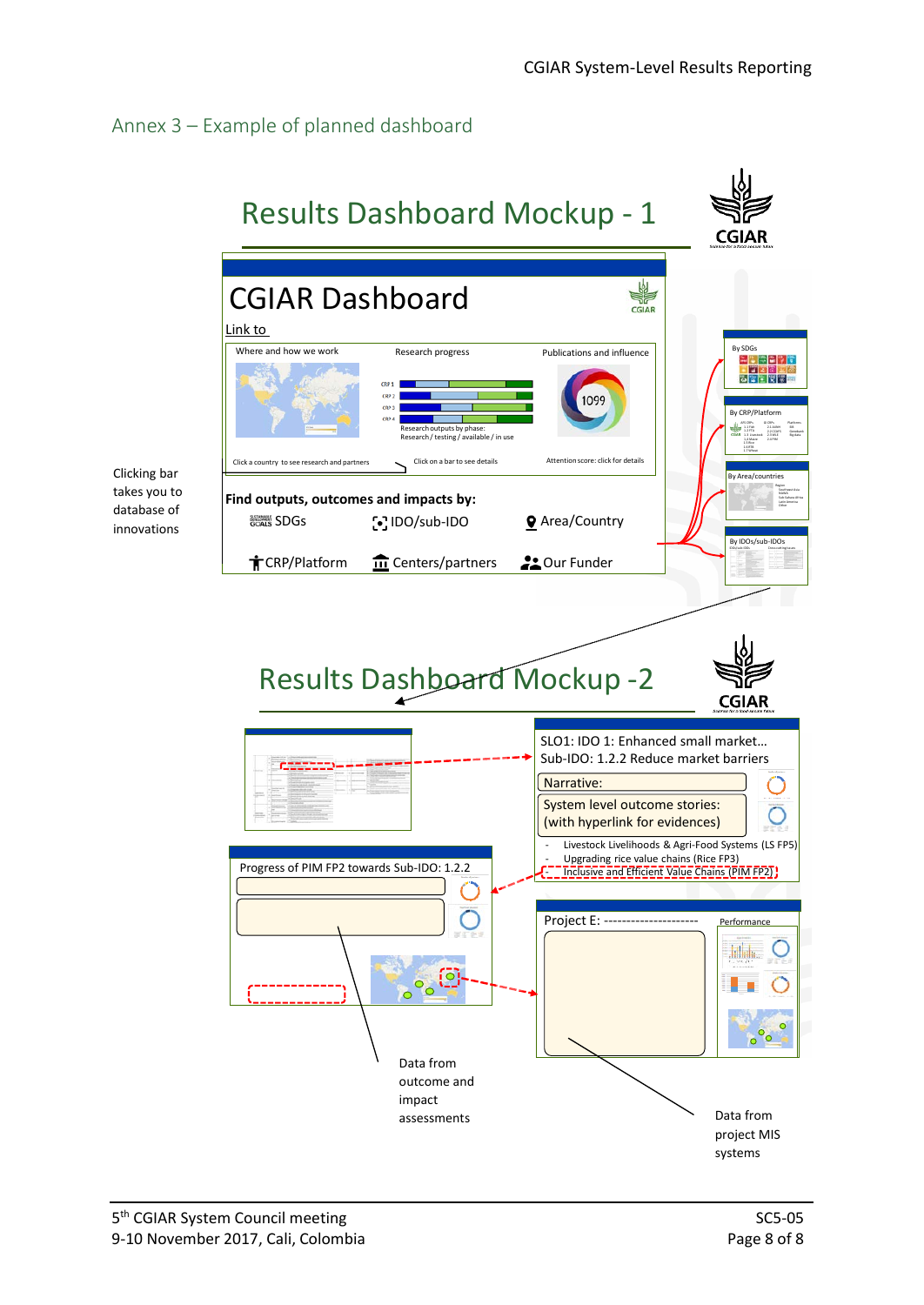## Annex 3 – Example of planned dashboard

Results Dashboard Mockup - 1

CGIAR

CGIAR Dashboard

Link to

Where and how we work

Research progress

Publications and influence

CRP 1
CRP 2
CRP 3
CRP 4

Research outputs by phase:
Research / testing / available / in use

1099

Click a country to see research and partners

Click on a bar to see details

Attention score: click for details

Find outputs, outcomes and impacts by:

SDGs
IDO/sub-IDO
Area/Country
CRP/Platform
Centers/partners
Our Funder

By SDGs

By CRP/Platform

By Area/countries

By IDOs/sub-IDOs

Clicking bar takes you to database of innovations

Results Dashboard Mockup -2

CGIAR

SLO1: IDO 1: Enhanced small market…
Sub-IDO: 1.2.2 Reduce market barriers

Narrative:

System level outcome stories:
(with hyperlink for evidences)

- Livestock Livelihoods & Agri-Food Systems (LS FP5)
- Upgrading rice value chains (Rice FP3)
- Inclusive and Efficient Value Chains (PIM FP2)

Progress of PIM FP2 towards Sub-IDO: 1.2.2

Project E: --------------------

Performance

Data from outcome and impact assessments

Data from project MIS systems